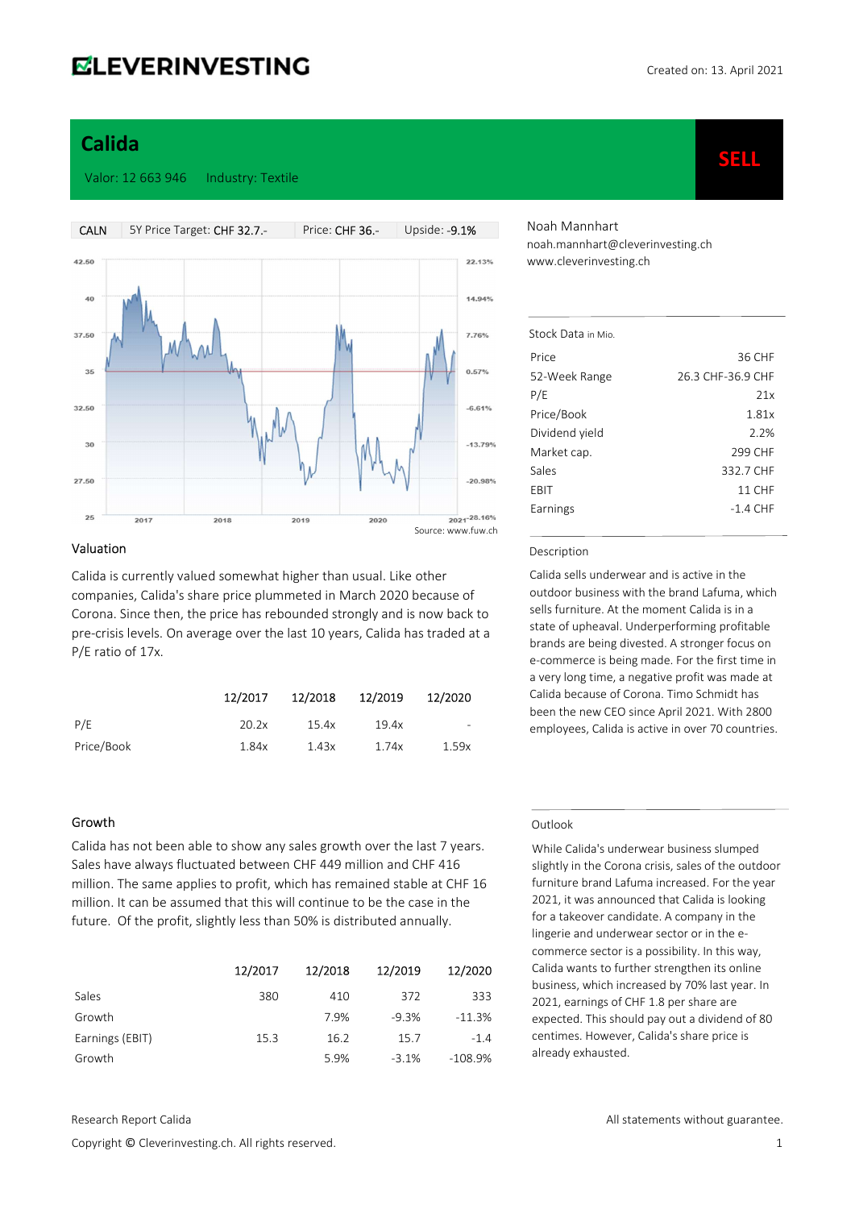**CLEVERINVESTING**

Created on: 13. April 2021

# Calida

Valor: 12 663 946 Industry: Textile

**SELL**

| CALN | 5Y Price Target: CHF 32.7.- | Price: CHF 36.- | Upside: -9.1% |
|---|---|---|---|

Source: www.fuw.ch

Noah Mannhart
noah.mannhart@cleverinvesting.ch
www.cleverinvesting.ch

| Stock Data in Mio. | |
|---|---|
| Price | 36 CHF |
| 52-Week Range | 26.3 CHF-36.9 CHF |
| P/E | 21x |
| Price/Book | 1.81x |
| Dividend yield | 2.2% |
| Market cap. | 299 CHF |
| Sales | 332.7 CHF |
| EBIT | 11 CHF |
| Earnings | -1.4 CHF |

## Valuation

Calida is currently valued somewhat higher than usual. Like other companies, Calida's share price plummeted in March 2020 because of Corona. Since then, the price has rebounded strongly and is now back to pre-crisis levels. On average over the last 10 years, Calida has traded at a P/E ratio of 17x.

| | 12/2017 | 12/2018 | 12/2019 | 12/2020 |
|---|---|---|---|---|
| P/E | 20.2x | 15.4x | 19.4x | - |
| Price/Book | 1.84x | 1.43x | 1.74x | 1.59x |

## Description

Calida sells underwear and is active in the outdoor business with the brand Lafuma, which sells furniture. At the moment Calida is in a state of upheaval. Underperforming profitable brands are being divested. A stronger focus on e-commerce is being made. For the first time in a very long time, a negative profit was made at Calida because of Corona. Timo Schmidt has been the new CEO since April 2021. With 2800 employees, Calida is active in over 70 countries.

## Growth

Calida has not been able to show any sales growth over the last 7 years. Sales have always fluctuated between CHF 449 million and CHF 416 million. The same applies to profit, which has remained stable at CHF 16 million. It can be assumed that this will continue to be the case in the future. Of the profit, slightly less than 50% is distributed annually.

| | 12/2017 | 12/2018 | 12/2019 | 12/2020 |
|---|---|---|---|---|
| Sales | 380 | 410 | 372 | 333 |
| Growth | | 7.9% | -9.3% | -11.3% |
| Earnings (EBIT) | 15.3 | 16.2 | 15.7 | -1.4 |
| Growth | | 5.9% | -3.1% | -108.9% |

## Outlook

While Calida's underwear business slumped slightly in the Corona crisis, sales of the outdoor furniture brand Lafuma increased. For the year 2021, it was announced that Calida is looking for a takeover candidate. A company in the lingerie and underwear sector or in the e-commerce sector is a possibility. In this way, Calida wants to further strengthen its online business, which increased by 70% last year. In 2021, earnings of CHF 1.8 per share are expected. This should pay out a dividend of 80 centimes. However, Calida's share price is already exhausted.

Research Report Calida

All statements without guarantee.

Copyright © Cleverinvesting.ch. All rights reserved.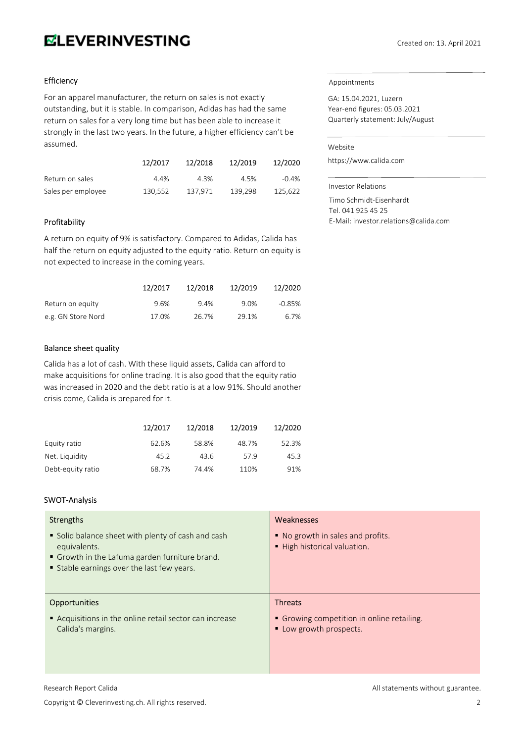## Efficiency

For an apparel manufacturer, the return on sales is not exactly outstanding, but it is stable. In comparison, Adidas has had the same return on sales for a very long time but has been able to increase it strongly in the last two years. In the future, a higher efficiency can't be assumed.

| | 12/2017 | 12/2018 | 12/2019 | 12/2020 |
|---|---|---|---|---|
| Return on sales | 4.4% | 4.3% | 4.5% | -0.4% |
| Sales per employee | 130,552 | 137,971 | 139,298 | 125,622 |

## Profitability

A return on equity of 9% is satisfactory. Compared to Adidas, Calida has half the return on equity adjusted to the equity ratio. Return on equity is not expected to increase in the coming years.

| | 12/2017 | 12/2018 | 12/2019 | 12/2020 |
|---|---|---|---|---|
| Return on equity | 9.6% | 9.4% | 9.0% | -0.85% |
| e.g. GN Store Nord | 17.0% | 26.7% | 29.1% | 6.7% |

## Balance sheet quality

Calida has a lot of cash. With these liquid assets, Calida can afford to make acquisitions for online trading. It is also good that the equity ratio was increased in 2020 and the debt ratio is at a low 91%. Should another crisis come, Calida is prepared for it.

| | 12/2017 | 12/2018 | 12/2019 | 12/2020 |
|---|---|---|---|---|
| Equity ratio | 62.6% | 58.8% | 48.7% | 52.3% |
| Net. Liquidity | 45.2 | 43.6 | 57.9 | 45.3 |
| Debt-equity ratio | 68.7% | 74.4% | 110% | 91% |

## SWOT-Analysis

| Strengths | Weaknesses |
|---|---|
| ▪ Solid balance sheet with plenty of cash and cash equivalents.<br>▪ Growth in the Lafuma garden furniture brand.<br>▪ Stable earnings over the last few years. | ▪ No growth in sales and profits.<br>▪ High historical valuation. |
| **Opportunities** | **Threats** |
| ▪ Acquisitions in the online retail sector can increase Calida's margins. | ▪ Growing competition in online retailing.<br>▪ Low growth prospects. |

Appointments

GA: 15.04.2021, Luzern
Year-end figures: 05.03.2021
Quarterly statement: July/August

Website

https://www.calida.com

Investor Relations

Timo Schmidt-Eisenhardt
Tel. 041 925 45 25
E-Mail: investor.relations@calida.com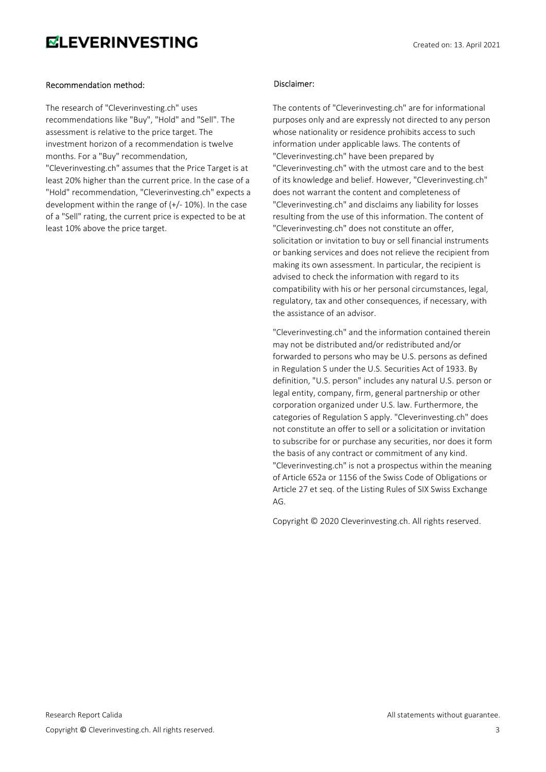## Recommendation method:

The research of "Cleverinvesting.ch" uses recommendations like "Buy", "Hold" and "Sell". The assessment is relative to the price target. The investment horizon of a recommendation is twelve months. For a "Buy" recommendation, "Cleverinvesting.ch" assumes that the Price Target is at least 20% higher than the current price. In the case of a "Hold" recommendation, "Cleverinvesting.ch" expects a development within the range of (+/- 10%). In the case of a "Sell" rating, the current price is expected to be at least 10% above the price target.

## Disclaimer:

The contents of "Cleverinvesting.ch" are for informational purposes only and are expressly not directed to any person whose nationality or residence prohibits access to such information under applicable laws. The contents of "Cleverinvesting.ch" have been prepared by "Cleverinvesting.ch" with the utmost care and to the best of its knowledge and belief. However, "Cleverinvesting.ch" does not warrant the content and completeness of "Cleverinvesting.ch" and disclaims any liability for losses resulting from the use of this information. The content of "Cleverinvesting.ch" does not constitute an offer, solicitation or invitation to buy or sell financial instruments or banking services and does not relieve the recipient from making its own assessment. In particular, the recipient is advised to check the information with regard to its compatibility with his or her personal circumstances, legal, regulatory, tax and other consequences, if necessary, with the assistance of an advisor.

"Cleverinvesting.ch" and the information contained therein may not be distributed and/or redistributed and/or forwarded to persons who may be U.S. persons as defined in Regulation S under the U.S. Securities Act of 1933. By definition, "U.S. person" includes any natural U.S. person or legal entity, company, firm, general partnership or other corporation organized under U.S. law. Furthermore, the categories of Regulation S apply. "Cleverinvesting.ch" does not constitute an offer to sell or a solicitation or invitation to subscribe for or purchase any securities, nor does it form the basis of any contract or commitment of any kind. "Cleverinvesting.ch" is not a prospectus within the meaning of Article 652a or 1156 of the Swiss Code of Obligations or Article 27 et seq. of the Listing Rules of SIX Swiss Exchange AG.

Copyright © 2020 Cleverinvesting.ch. All rights reserved.